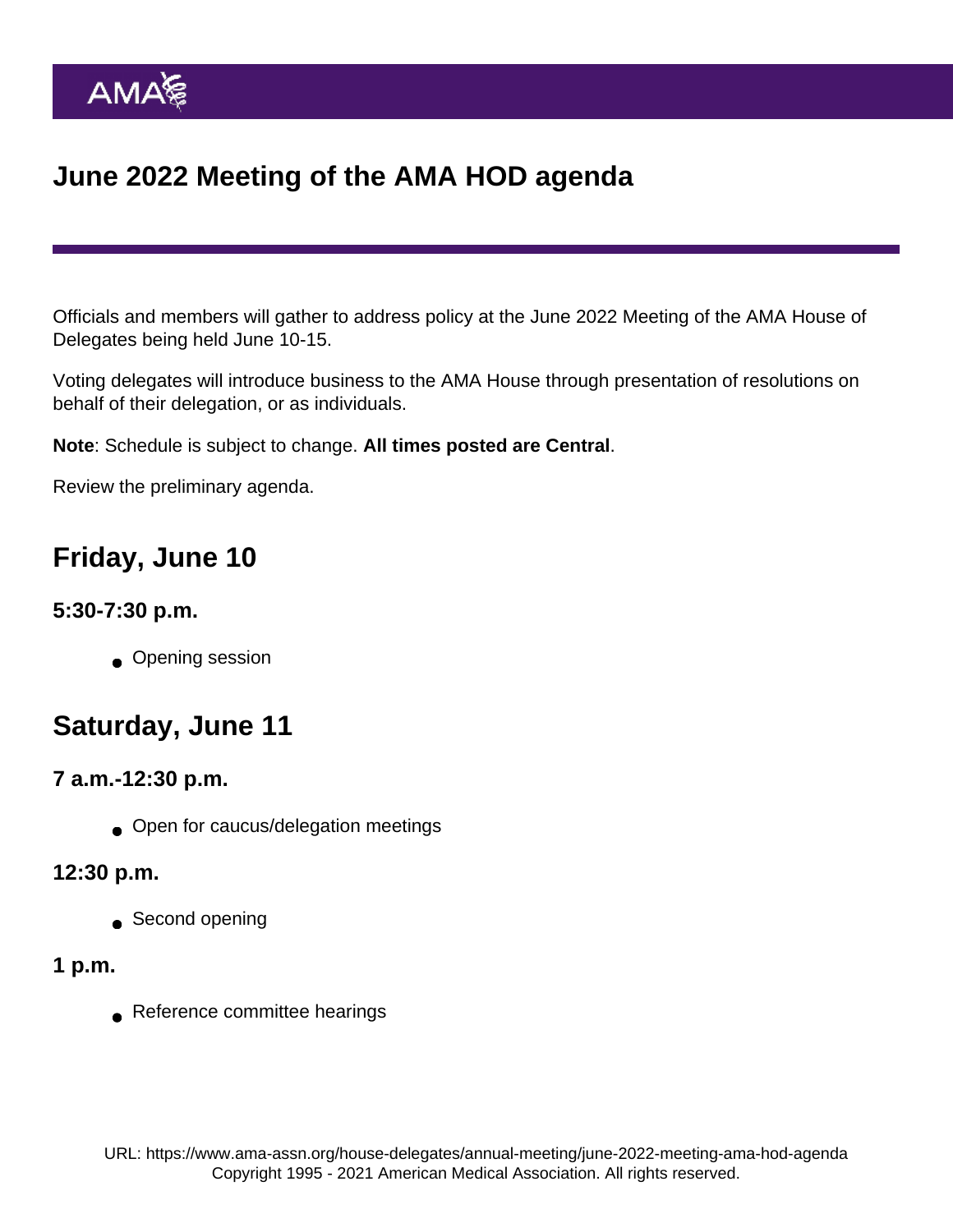# June 2022 Meeting of the AMA HOD agenda

Officials and members will gather to address policy at the June 2022 Meeting of the AMA House of Delegates being held June 10-15.

Voting delegates will introduce business to the AMA House through presentation of resolutions on behalf of their delegation, or as individuals.

**Note**: Schedule is subject to change. **All times posted are Central**.

Review the preliminary agenda.

## Friday, June 10

### 5:30-7:30 p.m.

- Opening session

## Saturday, June 11

### 7 a.m.-12:30 p.m.

- Open for caucus/delegation meetings

### 12:30 p.m.

- Second opening

### 1 p.m.

- Reference committee hearings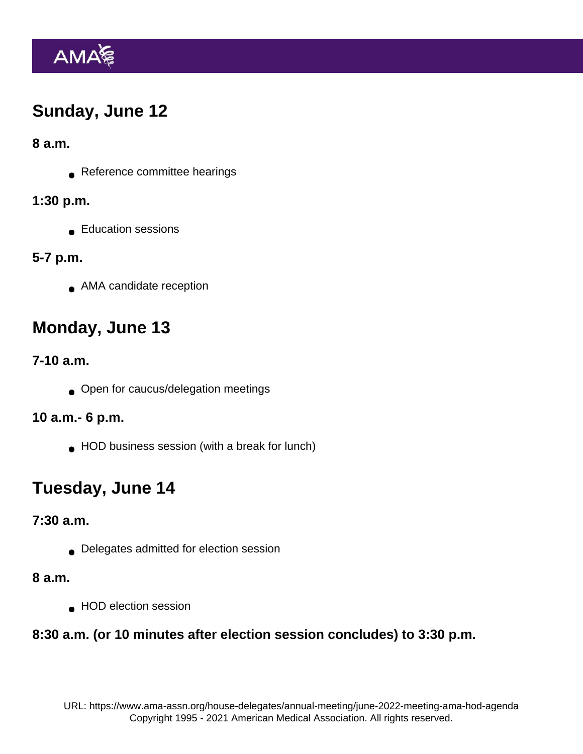## Sunday, June 12

### 8 a.m.

- Reference committee hearings

### 1:30 p.m.

- Education sessions

### 5-7 p.m.

- AMA candidate reception

## Monday, June 13

### 7-10 a.m.

- Open for caucus/delegation meetings

### 10 a.m.- 6 p.m.

- HOD business session (with a break for lunch)

## Tuesday, June 14

### 7:30 a.m.

- Delegates admitted for election session

### 8 a.m.

- HOD election session

### 8:30 a.m. (or 10 minutes after election session concludes) to 3:30 p.m.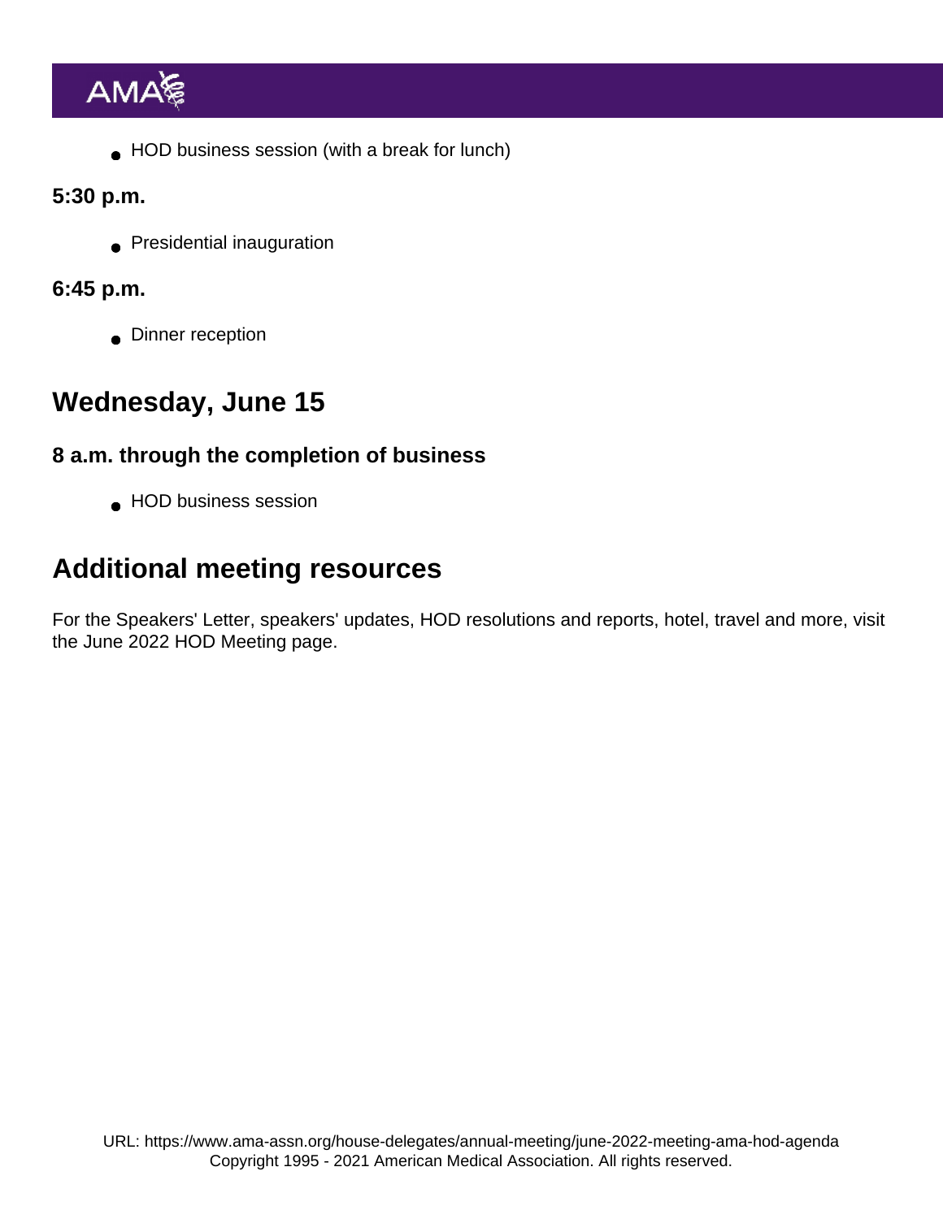- HOD business session (with a break for lunch)

### 5:30 p.m.

- Presidential inauguration

### 6:45 p.m.

- Dinner reception

## Wednesday, June 15

### 8 a.m. through the completion of business

- HOD business session

## Additional meeting resources

For the Speakers' Letter, speakers' updates, HOD resolutions and reports, hotel, travel and more, visit the June 2022 HOD Meeting page.